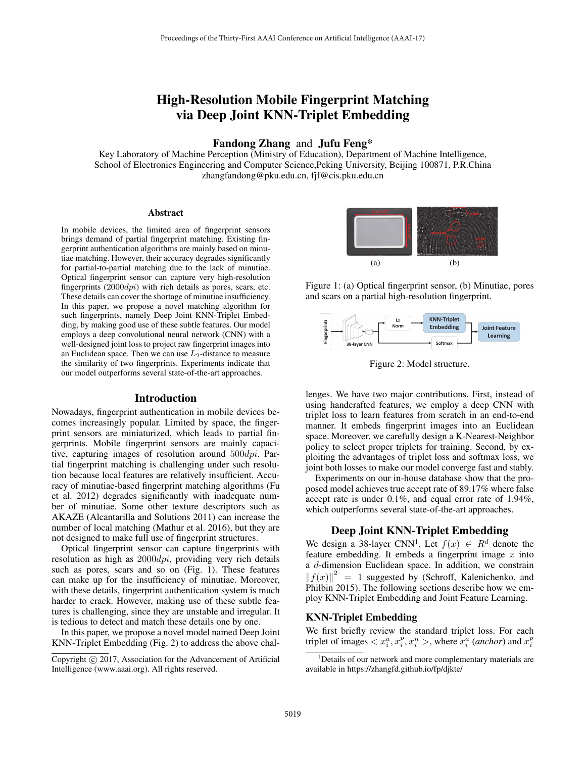# High-Resolution Mobile Fingerprint Matching via Deep Joint KNN-Triplet Embedding

**Fandong Zhang** and **Jufu Feng***

Key Laboratory of Machine Perception (Ministry of Education), Department of Machine Intelligence,
School of Electronics Engineering and Computer Science,Peking University, Beijing 100871, P.R.China
zhangfandong@pku.edu.cn, fjf@cis.pku.edu.cn

## Abstract

In mobile devices, the limited area of fingerprint sensors brings demand of partial fingerprint matching. Existing fingerprint authentication algorithms are mainly based on minutiae matching. However, their accuracy degrades significantly for partial-to-partial matching due to the lack of minutiae. Optical fingerprint sensor can capture very high-resolution fingerprints ($2000dpi$) with rich details as pores, scars, etc. These details can cover the shortage of minutiae insufficiency. In this paper, we propose a novel matching algorithm for such fingerprints, namely Deep Joint KNN-Triplet Embedding, by making good use of these subtle features. Our model employs a deep convolutional neural network (CNN) with a well-designed joint loss to project raw fingerprint images into an Euclidean space. Then we can use $L_2$-distance to measure the similarity of two fingerprints. Experiments indicate that our model outperforms several state-of-the-art approaches.

## Introduction

Nowadays, fingerprint authentication in mobile devices becomes increasingly popular. Limited by space, the fingerprint sensors are miniaturized, which leads to partial fingerprints. Mobile fingerprint sensors are mainly capacitive, capturing images of resolution around $500dpi$. Partial fingerprint matching is challenging under such resolution because local features are relatively insufficient. Accuracy of minutiae-based fingerprint matching algorithms (Fu et al. 2012) degrades significantly with inadequate number of minutiae. Some other texture descriptors such as AKAZE (Alcantarilla and Solutions 2011) can increase the number of local matching (Mathur et al. 2016), but they are not designed to make full use of fingerprint structures.

Optical fingerprint sensor can capture fingerprints with resolution as high as $2000dpi$, providing very rich details such as pores, scars and so on (Fig. 1). These features can make up for the insufficiency of minutiae. Moreover, with these details, fingerprint authentication system is much harder to crack. However, making use of these subtle features is challenging, since they are unstable and irregular. It is tedious to detect and match these details one by one.

In this paper, we propose a novel model named Deep Joint KNN-Triplet Embedding (Fig. 2) to address the above challenges. We have two major contributions. First, instead of using handcrafted features, we employ a deep CNN with triplet loss to learn features from scratch in an end-to-end manner. It embeds fingerprint images into an Euclidean space. Moreover, we carefully design a K-Nearest-Neighbor policy to select proper triplets for training. Second, by exploiting the advantages of triplet loss and softmax loss, we joint both losses to make our model converge fast and stably.

Figure 1: (a) Optical fingerprint sensor, (b) Minutiae, pores and scars on a partial high-resolution fingerprint.

Figure 2: Model structure.

Experiments on our in-house database show that the proposed model achieves true accept rate of 89.17% where false accept rate is under 0.1%, and equal error rate of 1.94%, which outperforms several state-of-the-art approaches.

## Deep Joint KNN-Triplet Embedding

We design a 38-layer CNN[1]. Let $f(x) \in R^d$ denote the feature embedding. It embeds a fingerprint image $x$ into a $d$-dimension Euclidean space. In addition, we constrain $\|f(x)\|^2 = 1$ suggested by (Schroff, Kalenichenko, and Philbin 2015). The following sections describe how we employ KNN-Triplet Embedding and Joint Feature Learning.

### KNN-Triplet Embedding

We first briefly review the standard triplet loss. For each triplet of images $< x_i^a, x_i^p, x_i^n >$, where $x_i^a$ (*anchor*) and $x_i^p$

[1]Details of our network and more complementary materials are available in https://zhangfd.github.io/fp/djkte/

Copyright © 2017, Association for the Advancement of Artificial Intelligence (www.aaai.org). All rights reserved.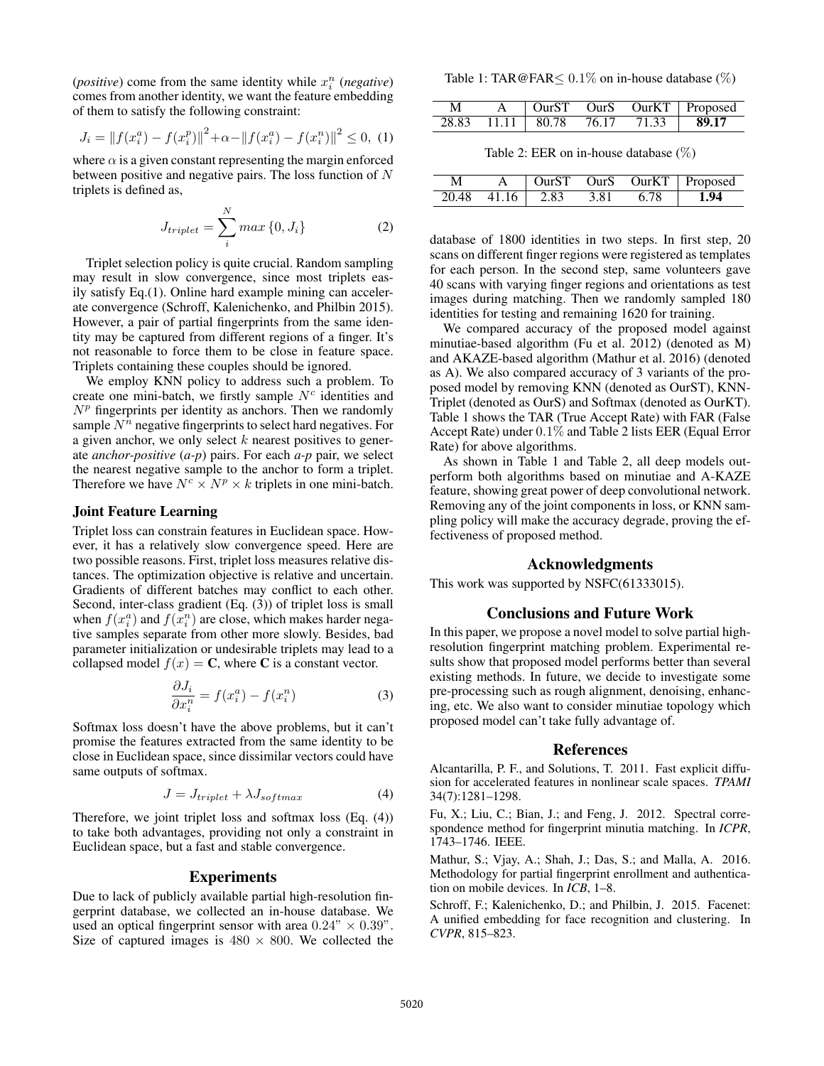(*positive*) come from the same identity while $x_i^n$ (*negative*) comes from another identity, we want the feature embedding of them to satisfy the following constraint:

$$J_i = \|f(x_i^a) - f(x_i^p)\|^2 + \alpha - \|f(x_i^a) - f(x_i^n)\|^2 \leq 0, \quad (1)$$

where $\alpha$ is a given constant representing the margin enforced between positive and negative pairs. The loss function of $N$ triplets is defined as,

$$J_{triplet} = \sum_{i}^{N} max\left\{0, J_i\right\} \quad (2)$$

Triplet selection policy is quite crucial. Random sampling may result in slow convergence, since most triplets easily satisfy Eq.(1). Online hard example mining can accelerate convergence (Schroff, Kalenichenko, and Philbin 2015). However, a pair of partial fingerprints from the same identity may be captured from different regions of a finger. It's not reasonable to force them to be close in feature space. Triplets containing these couples should be ignored.

We employ KNN policy to address such a problem. To create one mini-batch, we firstly sample $N^c$ identities and $N^p$ fingerprints per identity as anchors. Then we randomly sample $N^n$ negative fingerprints to select hard negatives. For a given anchor, we only select $k$ nearest positives to generate *anchor-positive* (*a-p*) pairs. For each *a-p* pair, we select the nearest negative sample to the anchor to form a triplet. Therefore we have $N^c \times N^p \times k$ triplets in one mini-batch.

## Joint Feature Learning

Triplet loss can constrain features in Euclidean space. However, it has a relatively slow convergence speed. Here are two possible reasons. First, triplet loss measures relative distances. The optimization objective is relative and uncertain. Gradients of different batches may conflict to each other. Second, inter-class gradient (Eq. (3)) of triplet loss is small when $f(x_i^a)$ and $f(x_i^n)$ are close, which makes harder negative samples separate from other more slowly. Besides, bad parameter initialization or undesirable triplets may lead to a collapsed model $f(x) = \mathbf{C}$, where $\mathbf{C}$ is a constant vector.

$$\frac{\partial J_i}{\partial x_i^n} = f(x_i^a) - f(x_i^n) \quad (3)$$

Softmax loss doesn't have the above problems, but it can't promise the features extracted from the same identity to be close in Euclidean space, since dissimilar vectors could have same outputs of softmax.

$$J = J_{triplet} + \lambda J_{softmax} \quad (4)$$

Therefore, we joint triplet loss and softmax loss (Eq. (4)) to take both advantages, providing not only a constraint in Euclidean space, but a fast and stable convergence.

# Experiments

Due to lack of publicly available partial high-resolution fingerprint database, we collected an in-house database. We used an optical fingerprint sensor with area 0.24" $\times$ 0.39". Size of captured images is $480 \times 800$. We collected the database of 1800 identities in two steps. In first step, 20 scans on different finger regions were registered as templates for each person. In the second step, same volunteers gave 40 scans with varying finger regions and orientations as test images during matching. Then we randomly sampled 180 identities for testing and remaining 1620 for training.

Table 1: TAR@FAR$\leq 0.1\%$ on in-house database (%)

| M | A | OurST | OurS | OurKT | Proposed |
|---|---|---|---|---|---|
| 28.83 | 11.11 | 80.78 | 76.17 | 71.33 | **89.17** |

Table 2: EER on in-house database (%)

| M | A | OurST | OurS | OurKT | Proposed |
|---|---|---|---|---|---|
| 20.48 | 41.16 | 2.83 | 3.81 | 6.78 | **1.94** |

We compared accuracy of the proposed model against minutiae-based algorithm (Fu et al. 2012) (denoted as M) and AKAZE-based algorithm (Mathur et al. 2016) (denoted as A). We also compared accuracy of 3 variants of the proposed model by removing KNN (denoted as OurST), KNN-Triplet (denoted as OurS) and Softmax (denoted as OurKT). Table 1 shows the TAR (True Accept Rate) with FAR (False Accept Rate) under $0.1\%$ and Table 2 lists EER (Equal Error Rate) for above algorithms.

As shown in Table 1 and Table 2, all deep models outperform both algorithms based on minutiae and A-KAZE feature, showing great power of deep convolutional network. Removing any of the joint components in loss, or KNN sampling policy will make the accuracy degrade, proving the effectiveness of proposed method.

# Acknowledgments

This work was supported by NSFC(61333015).

# Conclusions and Future Work

In this paper, we propose a novel model to solve partial high-resolution fingerprint matching problem. Experimental results show that proposed model performs better than several existing methods. In future, we decide to investigate some pre-processing such as rough alignment, denoising, enhancing, etc. We also want to consider minutiae topology which proposed model can't take fully advantage of.

# References

Alcantarilla, P. F., and Solutions, T. 2011. Fast explicit diffusion for accelerated features in nonlinear scale spaces. *TPAMI* 34(7):1281–1298.

Fu, X.; Liu, C.; Bian, J.; and Feng, J. 2012. Spectral correspondence method for fingerprint minutia matching. In *ICPR*, 1743–1746. IEEE.

Mathur, S.; Vjay, A.; Shah, J.; Das, S.; and Malla, A. 2016. Methodology for partial fingerprint enrollment and authentication on mobile devices. In *ICB*, 1–8.

Schroff, F.; Kalenichenko, D.; and Philbin, J. 2015. Facenet: A unified embedding for face recognition and clustering. In *CVPR*, 815–823.